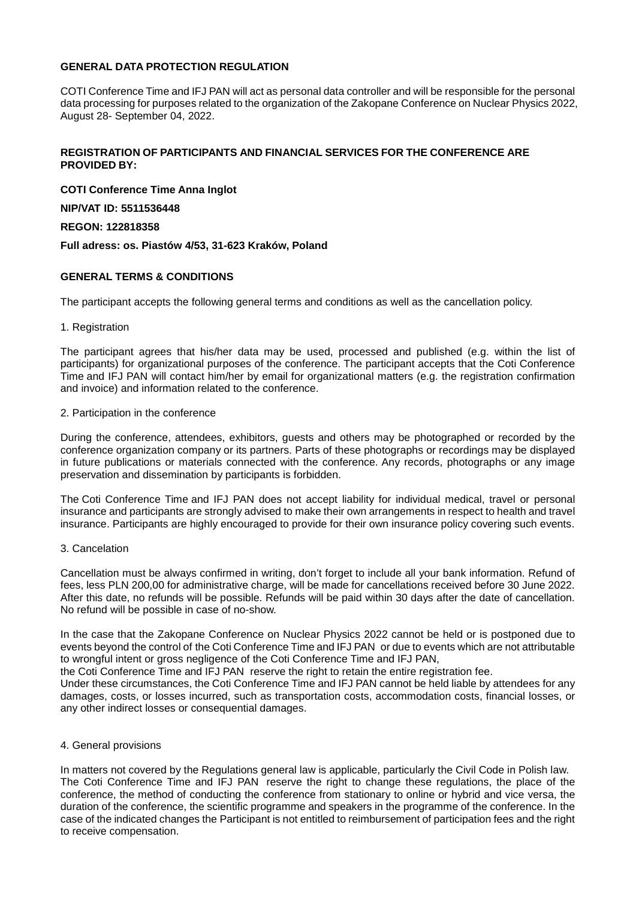**GENERAL DATA PROTECTION REGULATION**

COTI Conference Time and IFJ PAN will act as personal data controller and will be responsible for the personal data processing for purposes related to the organization of the Zakopane Conference on Nuclear Physics 2022, August 28- September 04, 2022.

**REGISTRATION OF PARTICIPANTS AND FINANCIAL SERVICES FOR THE CONFERENCE ARE PROVIDED BY:**

**COTI Conference Time Anna Inglot**

**NIP/VAT ID: 5511536448**

**REGON: 122818358**

**Full adress: os. Piastów 4/53, 31-623 Kraków, Poland**

**GENERAL TERMS & CONDITIONS**

The participant accepts the following general terms and conditions as well as the cancellation policy.

1. Registration

The participant agrees that his/her data may be used, processed and published (e.g. within the list of participants) for organizational purposes of the conference. The participant accepts that the Coti Conference Time and IFJ PAN will contact him/her by email for organizational matters (e.g. the registration confirmation and invoice) and information related to the conference.

2. Participation in the conference

During the conference, attendees, exhibitors, guests and others may be photographed or recorded by the conference organization company or its partners. Parts of these photographs or recordings may be displayed in future publications or materials connected with the conference. Any records, photographs or any image preservation and dissemination by participants is forbidden.

The Coti Conference Time and IFJ PAN does not accept liability for individual medical, travel or personal insurance and participants are strongly advised to make their own arrangements in respect to health and travel insurance. Participants are highly encouraged to provide for their own insurance policy covering such events.

3. Cancelation

Cancellation must be always confirmed in writing, don't forget to include all your bank information. Refund of fees, less PLN 200,00 for administrative charge, will be made for cancellations received before 30 June 2022. After this date, no refunds will be possible. Refunds will be paid within 30 days after the date of cancellation. No refund will be possible in case of no-show.

In the case that the Zakopane Conference on Nuclear Physics 2022 cannot be held or is postponed due to events beyond the control of the Coti Conference Time and IFJ PAN or due to events which are not attributable to wrongful intent or gross negligence of the Coti Conference Time and IFJ PAN,
the Coti Conference Time and IFJ PAN reserve the right to retain the entire registration fee.
Under these circumstances, the Coti Conference Time and IFJ PAN cannot be held liable by attendees for any damages, costs, or losses incurred, such as transportation costs, accommodation costs, financial losses, or any other indirect losses or consequential damages.

4. General provisions

In matters not covered by the Regulations general law is applicable, particularly the Civil Code in Polish law.
The Coti Conference Time and IFJ PAN reserve the right to change these regulations, the place of the conference, the method of conducting the conference from stationary to online or hybrid and vice versa, the duration of the conference, the scientific programme and speakers in the programme of the conference. In the case of the indicated changes the Participant is not entitled to reimbursement of participation fees and the right to receive compensation.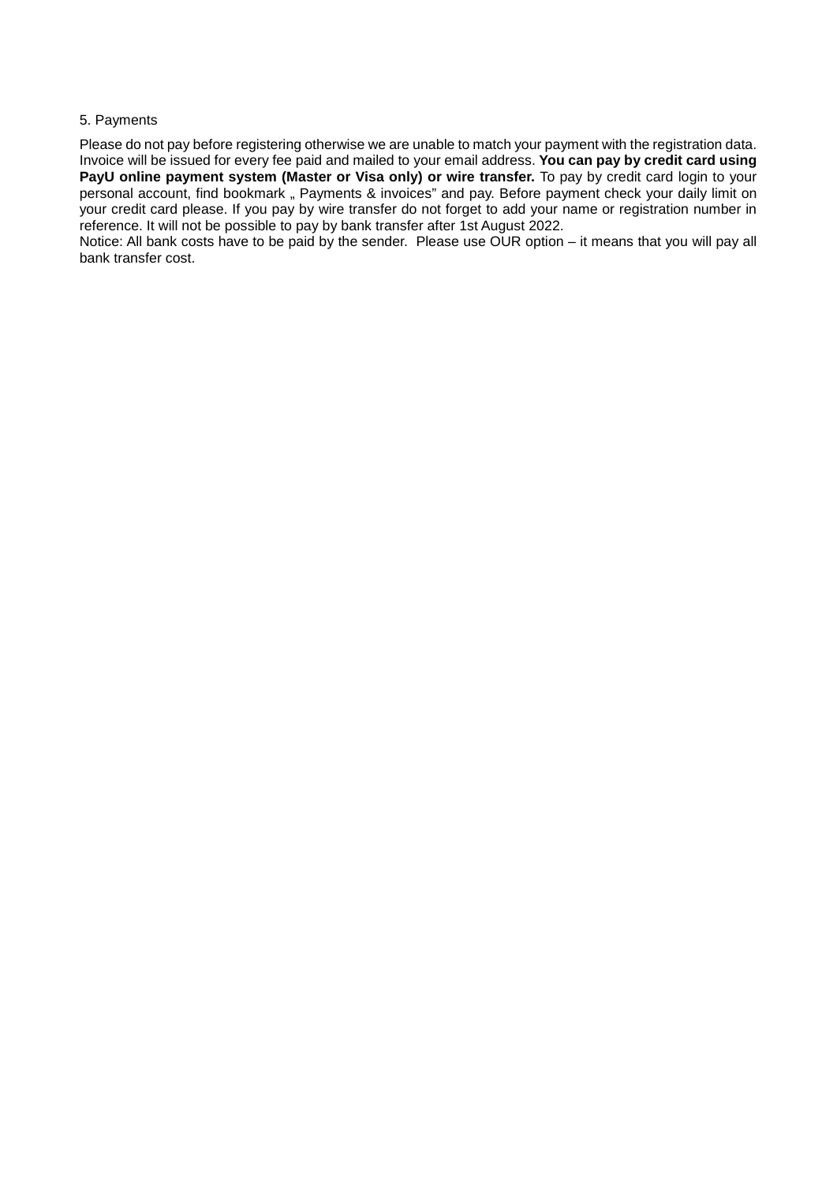5. Payments

Please do not pay before registering otherwise we are unable to match your payment with the registration data. Invoice will be issued for every fee paid and mailed to your email address. **You can pay by credit card using PayU online payment system (Master or Visa only) or wire transfer.** To pay by credit card login to your personal account, find bookmark „ Payments & invoices" and pay. Before payment check your daily limit on your credit card please. If you pay by wire transfer do not forget to add your name or registration number in reference. It will not be possible to pay by bank transfer after 1st August 2022.

Notice: All bank costs have to be paid by the sender. Please use OUR option – it means that you will pay all bank transfer cost.